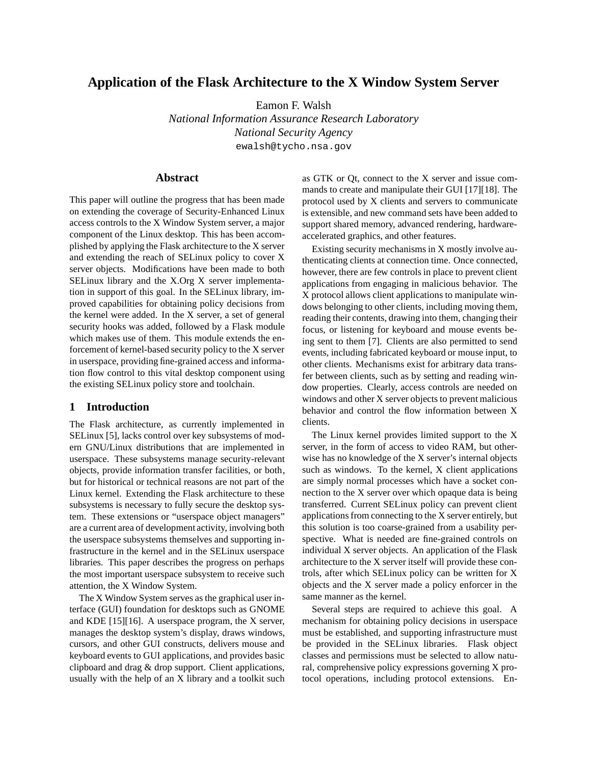# Application of the Flask Architecture to the X Window System Server

Eamon F. Walsh
*National Information Assurance Research Laboratory*
*National Security Agency*
ewalsh@tycho.nsa.gov

## Abstract

This paper will outline the progress that has been made on extending the coverage of Security-Enhanced Linux access controls to the X Window System server, a major component of the Linux desktop. This has been accomplished by applying the Flask architecture to the X server and extending the reach of SELinux policy to cover X server objects. Modifications have been made to both SELinux library and the X.Org X server implementation in support of this goal. In the SELinux library, improved capabilities for obtaining policy decisions from the kernel were added. In the X server, a set of general security hooks was added, followed by a Flask module which makes use of them. This module extends the enforcement of kernel-based security policy to the X server in userspace, providing fine-grained access and information flow control to this vital desktop component using the existing SELinux policy store and toolchain.

## 1 Introduction

The Flask architecture, as currently implemented in SELinux [5], lacks control over key subsystems of modern GNU/Linux distributions that are implemented in userspace. These subsystems manage security-relevant objects, provide information transfer facilities, or both, but for historical or technical reasons are not part of the Linux kernel. Extending the Flask architecture to these subsystems is necessary to fully secure the desktop system. These extensions or "userspace object managers" are a current area of development activity, involving both the userspace subsystems themselves and supporting infrastructure in the kernel and in the SELinux userspace libraries. This paper describes the progress on perhaps the most important userspace subsystem to receive such attention, the X Window System.

The X Window System serves as the graphical user interface (GUI) foundation for desktops such as GNOME and KDE [15][16]. A userspace program, the X server, manages the desktop system's display, draws windows, cursors, and other GUI constructs, delivers mouse and keyboard events to GUI applications, and provides basic clipboard and drag & drop support. Client applications, usually with the help of an X library and a toolkit such as GTK or Qt, connect to the X server and issue commands to create and manipulate their GUI [17][18]. The protocol used by X clients and servers to communicate is extensible, and new command sets have been added to support shared memory, advanced rendering, hardware-accelerated graphics, and other features.

Existing security mechanisms in X mostly involve authenticating clients at connection time. Once connected, however, there are few controls in place to prevent client applications from engaging in malicious behavior. The X protocol allows client applications to manipulate windows belonging to other clients, including moving them, reading their contents, drawing into them, changing their focus, or listening for keyboard and mouse events being sent to them [7]. Clients are also permitted to send events, including fabricated keyboard or mouse input, to other clients. Mechanisms exist for arbitrary data transfer between clients, such as by setting and reading window properties. Clearly, access controls are needed on windows and other X server objects to prevent malicious behavior and control the flow information between X clients.

The Linux kernel provides limited support to the X server, in the form of access to video RAM, but otherwise has no knowledge of the X server's internal objects such as windows. To the kernel, X client applications are simply normal processes which have a socket connection to the X server over which opaque data is being transferred. Current SELinux policy can prevent client applications from connecting to the X server entirely, but this solution is too coarse-grained from a usability perspective. What is needed are fine-grained controls on individual X server objects. An application of the Flask architecture to the X server itself will provide these controls, after which SELinux policy can be written for X objects and the X server made a policy enforcer in the same manner as the kernel.

Several steps are required to achieve this goal. A mechanism for obtaining policy decisions in userspace must be established, and supporting infrastructure must be provided in the SELinux libraries. Flask object classes and permissions must be selected to allow natural, comprehensive policy expressions governing X protocol operations, including protocol extensions. En-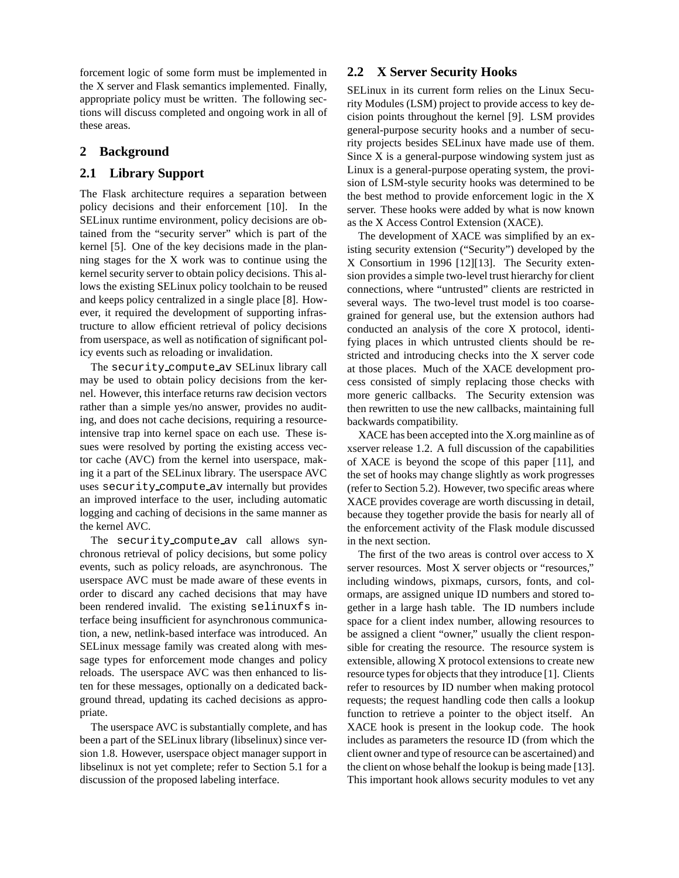forcement logic of some form must be implemented in the X server and Flask semantics implemented. Finally, appropriate policy must be written. The following sections will discuss completed and ongoing work in all of these areas.

## 2 Background

### 2.1 Library Support

The Flask architecture requires a separation between policy decisions and their enforcement [10]. In the SELinux runtime environment, policy decisions are obtained from the "security server" which is part of the kernel [5]. One of the key decisions made in the planning stages for the X work was to continue using the kernel security server to obtain policy decisions. This allows the existing SELinux policy toolchain to be reused and keeps policy centralized in a single place [8]. However, it required the development of supporting infrastructure to allow efficient retrieval of policy decisions from userspace, as well as notification of significant policy events such as reloading or invalidation.

The `security_compute_av` SELinux library call may be used to obtain policy decisions from the kernel. However, this interface returns raw decision vectors rather than a simple yes/no answer, provides no auditing, and does not cache decisions, requiring a resource-intensive trap into kernel space on each use. These issues were resolved by porting the existing access vector cache (AVC) from the kernel into userspace, making it a part of the SELinux library. The userspace AVC uses `security_compute_av` internally but provides an improved interface to the user, including automatic logging and caching of decisions in the same manner as the kernel AVC.

The `security_compute_av` call allows synchronous retrieval of policy decisions, but some policy events, such as policy reloads, are asynchronous. The userspace AVC must be made aware of these events in order to discard any cached decisions that may have been rendered invalid. The existing `selinuxfs` interface being insufficient for asynchronous communication, a new, netlink-based interface was introduced. An SELinux message family was created along with message types for enforcement mode changes and policy reloads. The userspace AVC was then enhanced to listen for these messages, optionally on a dedicated background thread, updating its cached decisions as appropriate.

The userspace AVC is substantially complete, and has been a part of the SELinux library (libselinux) since version 1.8. However, userspace object manager support in libselinux is not yet complete; refer to Section 5.1 for a discussion of the proposed labeling interface.

### 2.2 X Server Security Hooks

SELinux in its current form relies on the Linux Security Modules (LSM) project to provide access to key decision points throughout the kernel [9]. LSM provides general-purpose security hooks and a number of security projects besides SELinux have made use of them. Since X is a general-purpose windowing system just as Linux is a general-purpose operating system, the provision of LSM-style security hooks was determined to be the best method to provide enforcement logic in the X server. These hooks were added by what is now known as the X Access Control Extension (XACE).

The development of XACE was simplified by an existing security extension ("Security") developed by the X Consortium in 1996 [12][13]. The Security extension provides a simple two-level trust hierarchy for client connections, where "untrusted" clients are restricted in several ways. The two-level trust model is too coarse-grained for general use, but the extension authors had conducted an analysis of the core X protocol, identifying places in which untrusted clients should be restricted and introducing checks into the X server code at those places. Much of the XACE development process consisted of simply replacing those checks with more generic callbacks. The Security extension was then rewritten to use the new callbacks, maintaining full backwards compatibility.

XACE has been accepted into the X.org mainline as of xserver release 1.2. A full discussion of the capabilities of XACE is beyond the scope of this paper [11], and the set of hooks may change slightly as work progresses (refer to Section 5.2). However, two specific areas where XACE provides coverage are worth discussing in detail, because they together provide the basis for nearly all of the enforcement activity of the Flask module discussed in the next section.

The first of the two areas is control over access to X server resources. Most X server objects or "resources," including windows, pixmaps, cursors, fonts, and colormaps, are assigned unique ID numbers and stored together in a large hash table. The ID numbers include space for a client index number, allowing resources to be assigned a client "owner," usually the client responsible for creating the resource. The resource system is extensible, allowing X protocol extensions to create new resource types for objects that they introduce [1]. Clients refer to resources by ID number when making protocol requests; the request handling code then calls a lookup function to retrieve a pointer to the object itself. An XACE hook is present in the lookup code. The hook includes as parameters the resource ID (from which the client owner and type of resource can be ascertained) and the client on whose behalf the lookup is being made [13]. This important hook allows security modules to vet any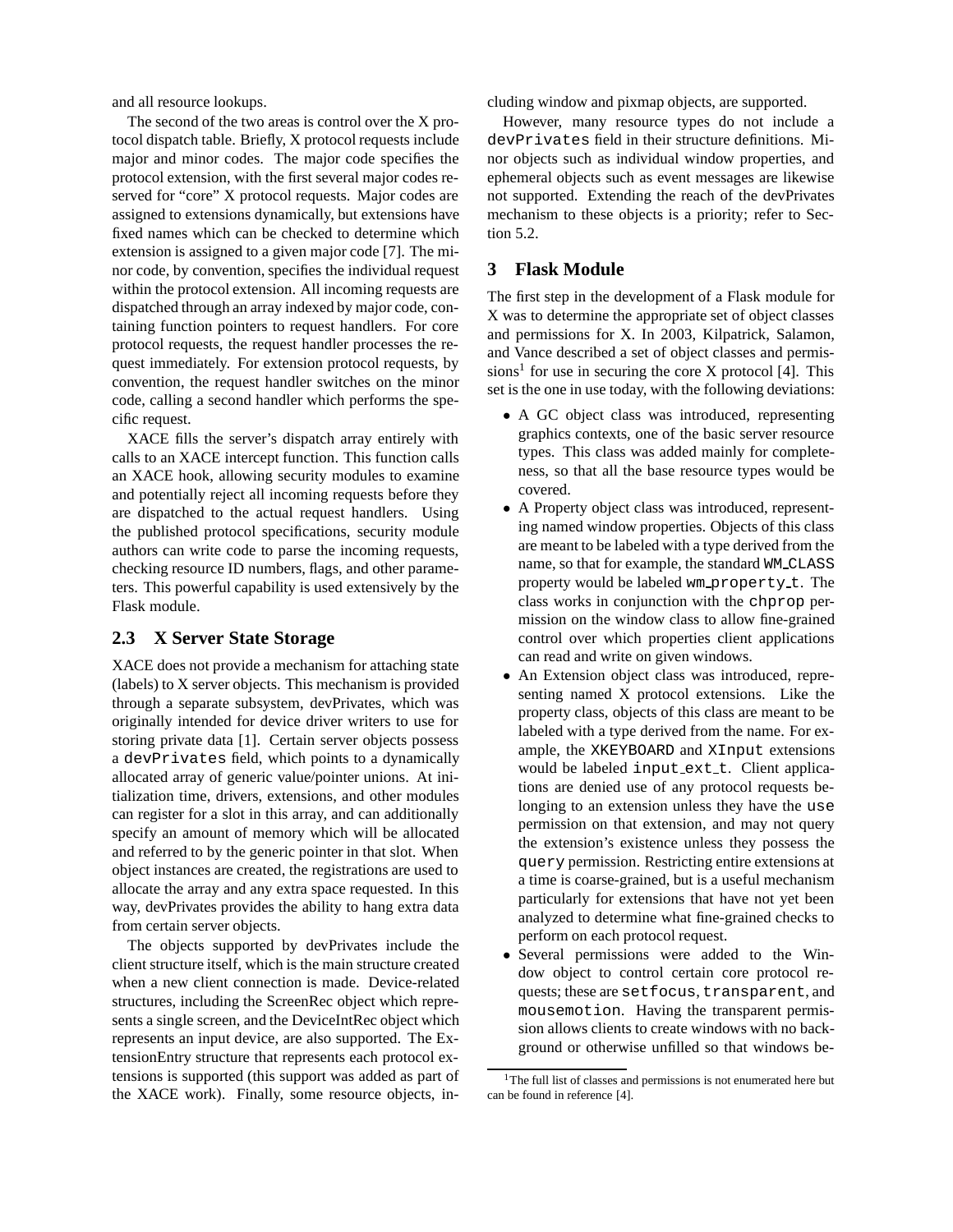and all resource lookups.

The second of the two areas is control over the X protocol dispatch table. Briefly, X protocol requests include major and minor codes. The major code specifies the protocol extension, with the first several major codes reserved for "core" X protocol requests. Major codes are assigned to extensions dynamically, but extensions have fixed names which can be checked to determine which extension is assigned to a given major code [7]. The minor code, by convention, specifies the individual request within the protocol extension. All incoming requests are dispatched through an array indexed by major code, containing function pointers to request handlers. For core protocol requests, the request handler processes the request immediately. For extension protocol requests, by convention, the request handler switches on the minor code, calling a second handler which performs the specific request.

XACE fills the server's dispatch array entirely with calls to an XACE intercept function. This function calls an XACE hook, allowing security modules to examine and potentially reject all incoming requests before they are dispatched to the actual request handlers. Using the published protocol specifications, security module authors can write code to parse the incoming requests, checking resource ID numbers, flags, and other parameters. This powerful capability is used extensively by the Flask module.

### 2.3 X Server State Storage

XACE does not provide a mechanism for attaching state (labels) to X server objects. This mechanism is provided through a separate subsystem, devPrivates, which was originally intended for device driver writers to use for storing private data [1]. Certain server objects possess a `devPrivates` field, which points to a dynamically allocated array of generic value/pointer unions. At initialization time, drivers, extensions, and other modules can register for a slot in this array, and can additionally specify an amount of memory which will be allocated and referred to by the generic pointer in that slot. When object instances are created, the registrations are used to allocate the array and any extra space requested. In this way, devPrivates provides the ability to hang extra data from certain server objects.

The objects supported by devPrivates include the client structure itself, which is the main structure created when a new client connection is made. Device-related structures, including the ScreenRec object which represents a single screen, and the DeviceIntRec object which represents an input device, are also supported. The ExtensionEntry structure that represents each protocol extensions is supported (this support was added as part of the XACE work). Finally, some resource objects, including window and pixmap objects, are supported.

However, many resource types do not include a `devPrivates` field in their structure definitions. Minor objects such as individual window properties, and ephemeral objects such as event messages are likewise not supported. Extending the reach of the devPrivates mechanism to these objects is a priority; refer to Section 5.2.

## 3 Flask Module

The first step in the development of a Flask module for X was to determine the appropriate set of object classes and permissions for X. In 2003, Kilpatrick, Salamon, and Vance described a set of object classes and permissions[1] for use in securing the core X protocol [4]. This set is the one in use today, with the following deviations:

- A GC object class was introduced, representing graphics contexts, one of the basic server resource types. This class was added mainly for completeness, so that all the base resource types would be covered.
- A Property object class was introduced, representing named window properties. Objects of this class are meant to be labeled with a type derived from the name, so that for example, the standard `WM_CLASS` property would be labeled `wm_property_t`. The class works in conjunction with the `chprop` permission on the window class to allow fine-grained control over which properties client applications can read and write on given windows.
- An Extension object class was introduced, representing named X protocol extensions. Like the property class, objects of this class are meant to be labeled with a type derived from the name. For example, the `XKEYBOARD` and `XInput` extensions would be labeled `input_ext_t`. Client applications are denied use of any protocol requests belonging to an extension unless they have the `use` permission on that extension, and may not query the extension's existence unless they possess the `query` permission. Restricting entire extensions at a time is coarse-grained, but is a useful mechanism particularly for extensions that have not yet been analyzed to determine what fine-grained checks to perform on each protocol request.
- Several permissions were added to the Window object to control certain core protocol requests; these are `setfocus`, `transparent`, and `mousemotion`. Having the transparent permission allows clients to create windows with no background or otherwise unfilled so that windows be-

[1] The full list of classes and permissions is not enumerated here but can be found in reference [4].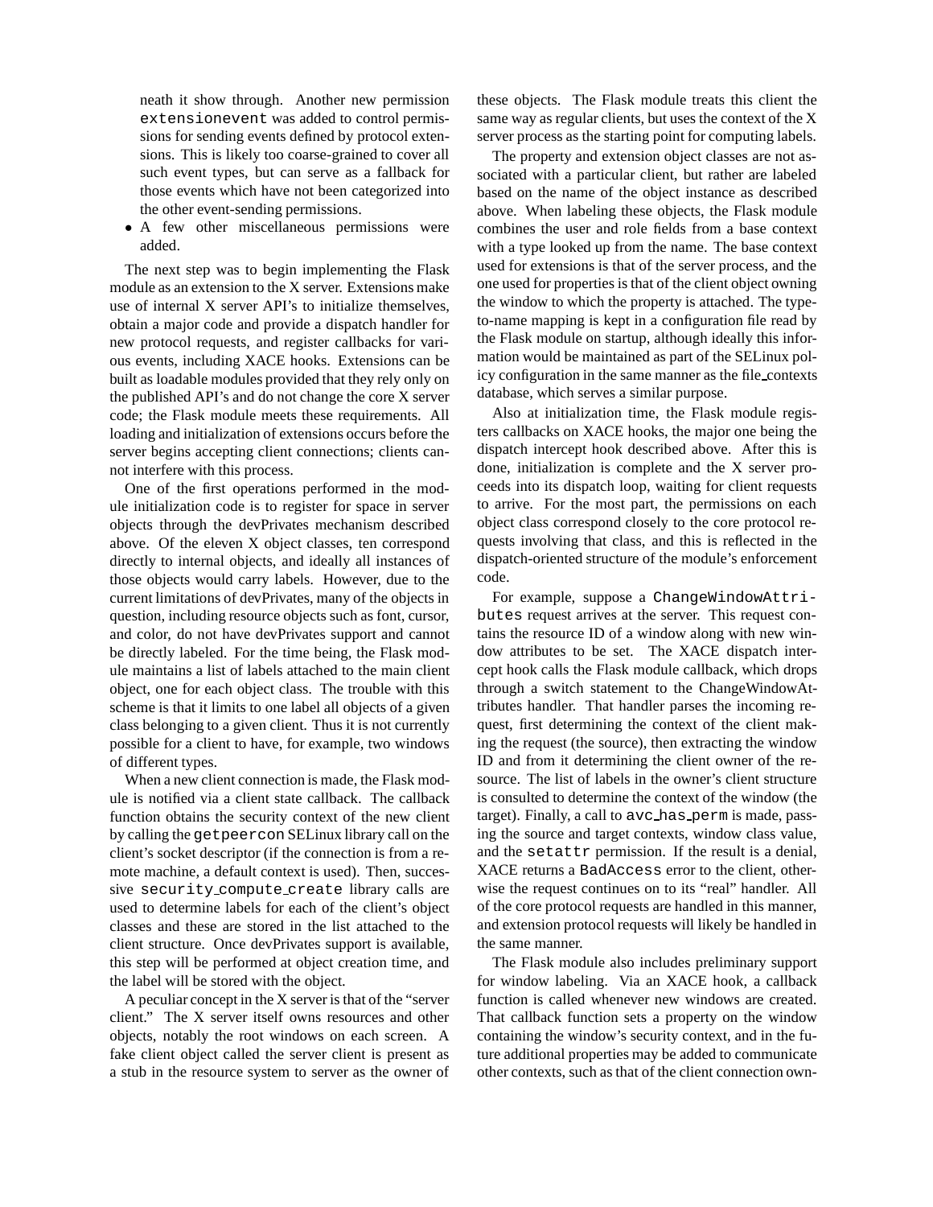neath it show through. Another new permission `extensionevent` was added to control permissions for sending events defined by protocol extensions. This is likely too coarse-grained to cover all such event types, but can serve as a fallback for those events which have not been categorized into the other event-sending permissions.

- A few other miscellaneous permissions were added.

The next step was to begin implementing the Flask module as an extension to the X server. Extensions make use of internal X server API's to initialize themselves, obtain a major code and provide a dispatch handler for new protocol requests, and register callbacks for various events, including XACE hooks. Extensions can be built as loadable modules provided that they rely only on the published API's and do not change the core X server code; the Flask module meets these requirements. All loading and initialization of extensions occurs before the server begins accepting client connections; clients cannot interfere with this process.

One of the first operations performed in the module initialization code is to register for space in server objects through the devPrivates mechanism described above. Of the eleven X object classes, ten correspond directly to internal objects, and ideally all instances of those objects would carry labels. However, due to the current limitations of devPrivates, many of the objects in question, including resource objects such as font, cursor, and color, do not have devPrivates support and cannot be directly labeled. For the time being, the Flask module maintains a list of labels attached to the main client object, one for each object class. The trouble with this scheme is that it limits to one label all objects of a given class belonging to a given client. Thus it is not currently possible for a client to have, for example, two windows of different types.

When a new client connection is made, the Flask module is notified via a client state callback. The callback function obtains the security context of the new client by calling the `getpeercon` SELinux library call on the client's socket descriptor (if the connection is from a remote machine, a default context is used). Then, successive `security_compute_create` library calls are used to determine labels for each of the client's object classes and these are stored in the list attached to the client structure. Once devPrivates support is available, this step will be performed at object creation time, and the label will be stored with the object.

A peculiar concept in the X server is that of the "server client." The X server itself owns resources and other objects, notably the root windows on each screen. A fake client object called the server client is present as a stub in the resource system to server as the owner of these objects. The Flask module treats this client the same way as regular clients, but uses the context of the X server process as the starting point for computing labels.

The property and extension object classes are not associated with a particular client, but rather are labeled based on the name of the object instance as described above. When labeling these objects, the Flask module combines the user and role fields from a base context with a type looked up from the name. The base context used for extensions is that of the server process, and the one used for properties is that of the client object owning the window to which the property is attached. The type-to-name mapping is kept in a configuration file read by the Flask module on startup, although ideally this information would be maintained as part of the SELinux policy configuration in the same manner as the file_contexts database, which serves a similar purpose.

Also at initialization time, the Flask module registers callbacks on XACE hooks, the major one being the dispatch intercept hook described above. After this is done, initialization is complete and the X server proceeds into its dispatch loop, waiting for client requests to arrive. For the most part, the permissions on each object class correspond closely to the core protocol requests involving that class, and this is reflected in the dispatch-oriented structure of the module's enforcement code.

For example, suppose a `ChangeWindowAttributes` request arrives at the server. This request contains the resource ID of a window along with new window attributes to be set. The XACE dispatch intercept hook calls the Flask module callback, which drops through a switch statement to the ChangeWindowAttributes handler. That handler parses the incoming request, first determining the context of the client making the request (the source), then extracting the window ID and from it determining the client owner of the resource. The list of labels in the owner's client structure is consulted to determine the context of the window (the target). Finally, a call to `avc_has_perm` is made, passing the source and target contexts, window class value, and the `setattr` permission. If the result is a denial, XACE returns a `BadAccess` error to the client, otherwise the request continues on to its "real" handler. All of the core protocol requests are handled in this manner, and extension protocol requests will likely be handled in the same manner.

The Flask module also includes preliminary support for window labeling. Via an XACE hook, a callback function is called whenever new windows are created. That callback function sets a property on the window containing the window's security context, and in the future additional properties may be added to communicate other contexts, such as that of the client connection own-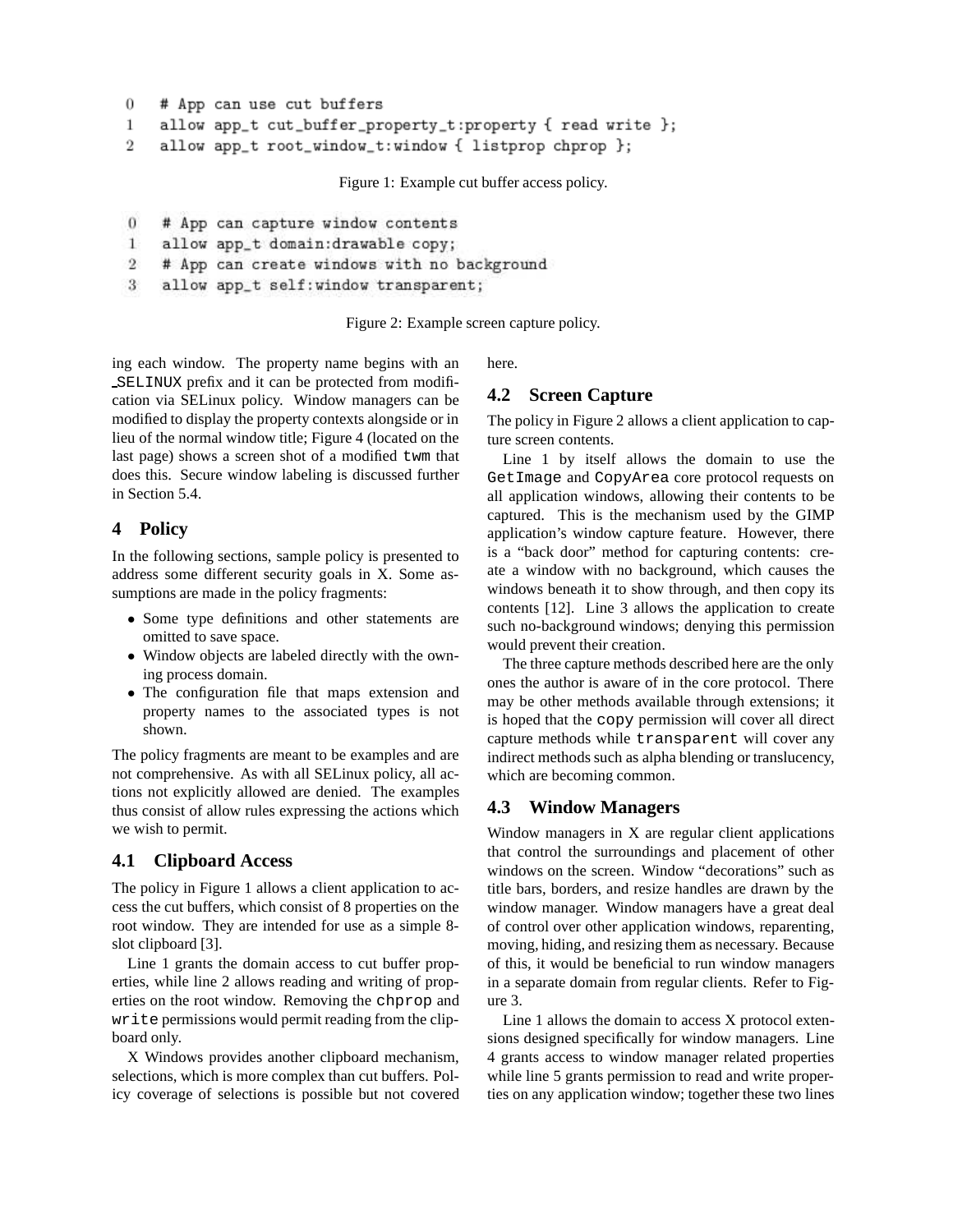```
0   # App can use cut buffers
1   allow app_t cut_buffer_property_t:property { read write };
2   allow app_t root_window_t:window { listprop chprop };
```

Figure 1: Example cut buffer access policy.

```
0   # App can capture window contents
1   allow app_t domain:drawable copy;
2   # App can create windows with no background
3   allow app_t self:window transparent;
```

Figure 2: Example screen capture policy.

ing each window. The property name begins with an _SELINUX prefix and it can be protected from modification via SELinux policy. Window managers can be modified to display the property contexts alongside or in lieu of the normal window title; Figure 4 (located on the last page) shows a screen shot of a modified `twm` that does this. Secure window labeling is discussed further in Section 5.4.

## 4 Policy

In the following sections, sample policy is presented to address some different security goals in X. Some assumptions are made in the policy fragments:

- Some type definitions and other statements are omitted to save space.
- Window objects are labeled directly with the owning process domain.
- The configuration file that maps extension and property names to the associated types is not shown.

The policy fragments are meant to be examples and are not comprehensive. As with all SELinux policy, all actions not explicitly allowed are denied. The examples thus consist of allow rules expressing the actions which we wish to permit.

### 4.1 Clipboard Access

The policy in Figure 1 allows a client application to access the cut buffers, which consist of 8 properties on the root window. They are intended for use as a simple 8-slot clipboard [3].

Line 1 grants the domain access to cut buffer properties, while line 2 allows reading and writing of properties on the root window. Removing the `chprop` and `write` permissions would permit reading from the clipboard only.

X Windows provides another clipboard mechanism, selections, which is more complex than cut buffers. Policy coverage of selections is possible but not covered here.

### 4.2 Screen Capture

The policy in Figure 2 allows a client application to capture screen contents.

Line 1 by itself allows the domain to use the `GetImage` and `CopyArea` core protocol requests on all application windows, allowing their contents to be captured. This is the mechanism used by the GIMP application's window capture feature. However, there is a "back door" method for capturing contents: create a window with no background, which causes the windows beneath it to show through, and then copy its contents [12]. Line 3 allows the application to create such no-background windows; denying this permission would prevent their creation.

The three capture methods described here are the only ones the author is aware of in the core protocol. There may be other methods available through extensions; it is hoped that the `copy` permission will cover all direct capture methods while `transparent` will cover any indirect methods such as alpha blending or translucency, which are becoming common.

### 4.3 Window Managers

Window managers in X are regular client applications that control the surroundings and placement of other windows on the screen. Window "decorations" such as title bars, borders, and resize handles are drawn by the window manager. Window managers have a great deal of control over other application windows, reparenting, moving, hiding, and resizing them as necessary. Because of this, it would be beneficial to run window managers in a separate domain from regular clients. Refer to Figure 3.

Line 1 allows the domain to access X protocol extensions designed specifically for window managers. Line 4 grants access to window manager related properties while line 5 grants permission to read and write properties on any application window; together these two lines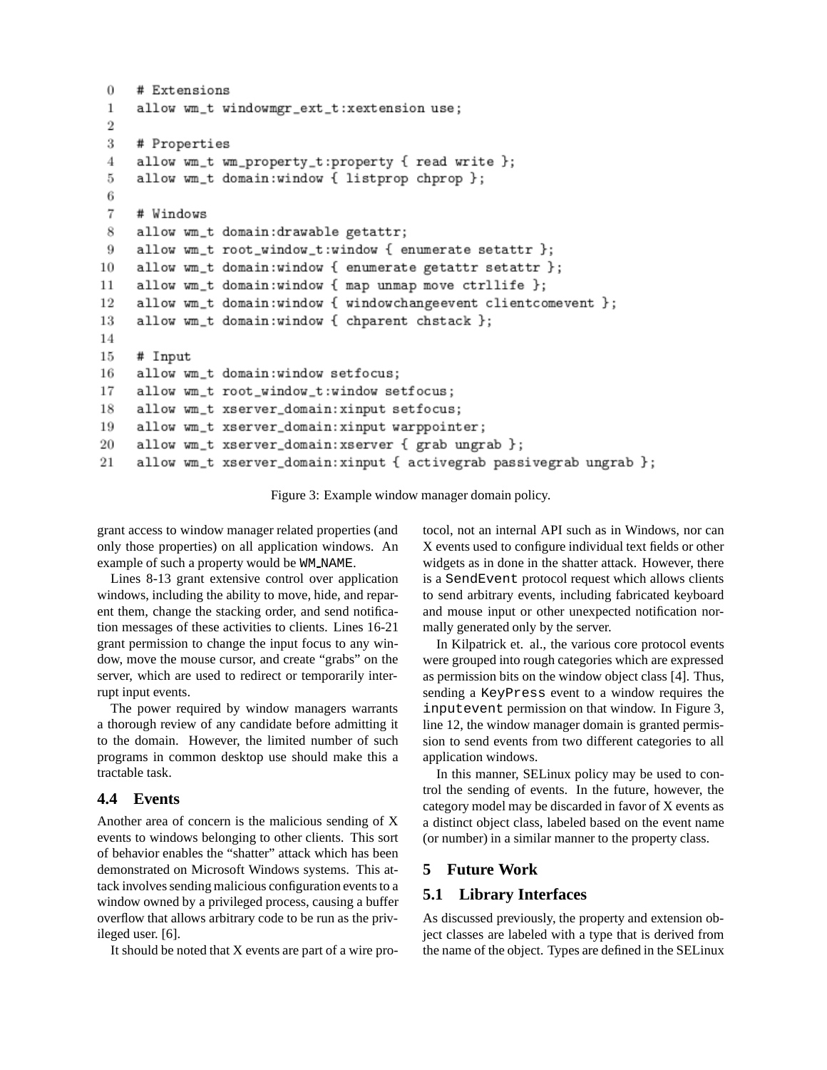```
0   # Extensions
1   allow wm_t windowmgr_ext_t:xextension use;
2
3   # Properties
4   allow wm_t wm_property_t:property { read write };
5   allow wm_t domain:window { listprop chprop };
6
7   # Windows
8   allow wm_t domain:drawable getattr;
9   allow wm_t root_window_t:window { enumerate setattr };
10  allow wm_t domain:window { enumerate getattr setattr };
11  allow wm_t domain:window { map unmap move ctrllife };
12  allow wm_t domain:window { windowchangeevent clientcomevent };
13  allow wm_t domain:window { chparent chstack };
14
15  # Input
16  allow wm_t domain:window setfocus;
17  allow wm_t root_window_t:window setfocus;
18  allow wm_t xserver_domain:xinput setfocus;
19  allow wm_t xserver_domain:xinput warppointer;
20  allow wm_t xserver_domain:xserver { grab ungrab };
21  allow wm_t xserver_domain:xinput { activegrab passivegrab ungrab };
```

Figure 3: Example window manager domain policy.

grant access to window manager related properties (and only those properties) on all application windows. An example of such a property would be `WM_NAME`.

Lines 8-13 grant extensive control over application windows, including the ability to move, hide, and reparent them, change the stacking order, and send notification messages of these activities to clients. Lines 16-21 grant permission to change the input focus to any window, move the mouse cursor, and create "grabs" on the server, which are used to redirect or temporarily interrupt input events.

The power required by window managers warrants a thorough review of any candidate before admitting it to the domain. However, the limited number of such programs in common desktop use should make this a tractable task.

### 4.4 Events

Another area of concern is the malicious sending of X events to windows belonging to other clients. This sort of behavior enables the "shatter" attack which has been demonstrated on Microsoft Windows systems. This attack involves sending malicious configuration events to a window owned by a privileged process, causing a buffer overflow that allows arbitrary code to be run as the privileged user. [6].

It should be noted that X events are part of a wire protocol, not an internal API such as in Windows, nor can X events used to configure individual text fields or other widgets as in done in the shatter attack. However, there is a `SendEvent` protocol request which allows clients to send arbitrary events, including fabricated keyboard and mouse input or other unexpected notification normally generated only by the server.

In Kilpatrick et. al., the various core protocol events were grouped into rough categories which are expressed as permission bits on the window object class [4]. Thus, sending a `KeyPress` event to a window requires the `inputevent` permission on that window. In Figure 3, line 12, the window manager domain is granted permission to send events from two different categories to all application windows.

In this manner, SELinux policy may be used to control the sending of events. In the future, however, the category model may be discarded in favor of X events as a distinct object class, labeled based on the event name (or number) in a similar manner to the property class.

## 5 Future Work

### 5.1 Library Interfaces

As discussed previously, the property and extension object classes are labeled with a type that is derived from the name of the object. Types are defined in the SELinux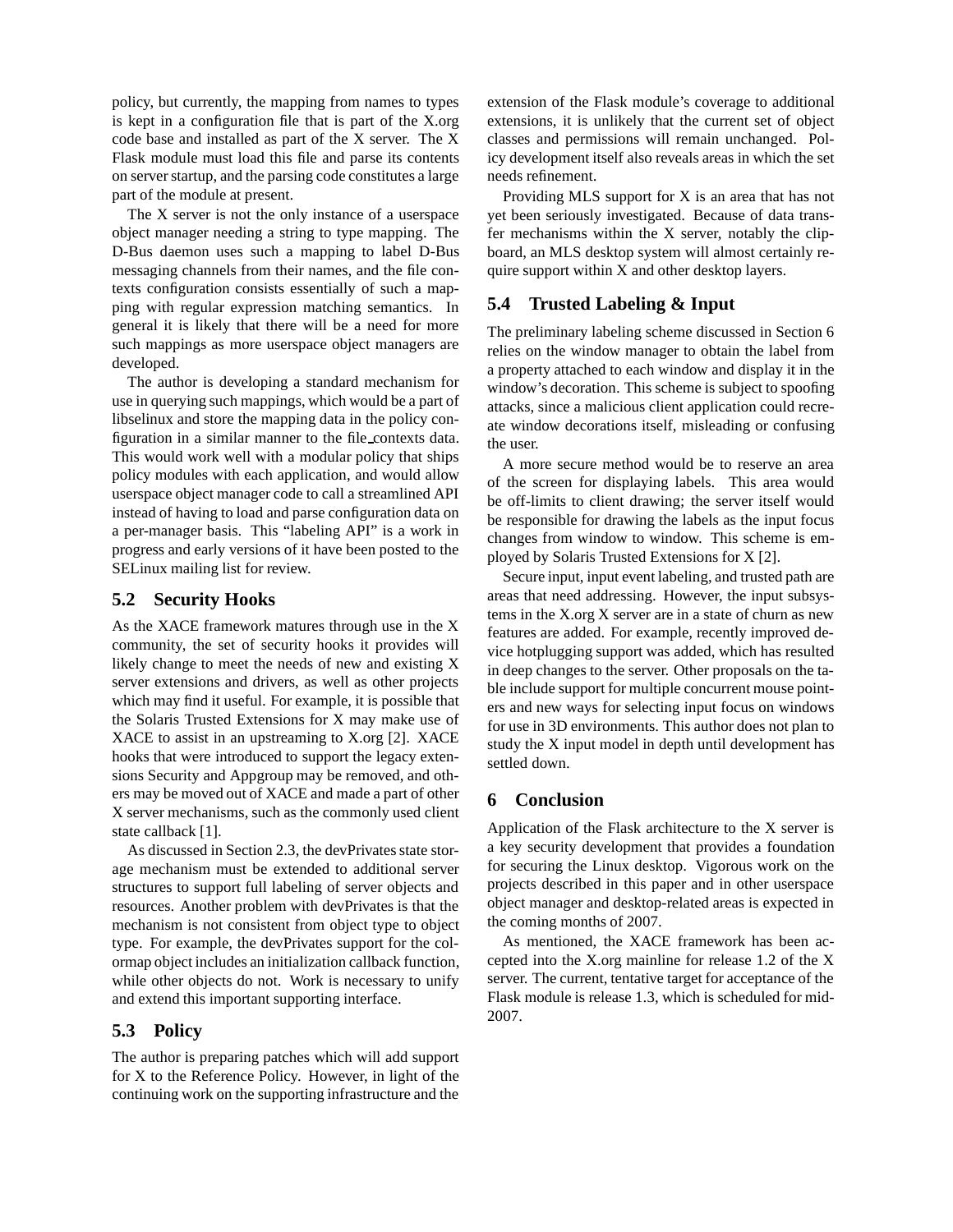policy, but currently, the mapping from names to types is kept in a configuration file that is part of the X.org code base and installed as part of the X server. The X Flask module must load this file and parse its contents on server startup, and the parsing code constitutes a large part of the module at present.

The X server is not the only instance of a userspace object manager needing a string to type mapping. The D-Bus daemon uses such a mapping to label D-Bus messaging channels from their names, and the file contexts configuration consists essentially of such a mapping with regular expression matching semantics. In general it is likely that there will be a need for more such mappings as more userspace object managers are developed.

The author is developing a standard mechanism for use in querying such mappings, which would be a part of libselinux and store the mapping data in the policy configuration in a similar manner to the file_contexts data. This would work well with a modular policy that ships policy modules with each application, and would allow userspace object manager code to call a streamlined API instead of having to load and parse configuration data on a per-manager basis. This "labeling API" is a work in progress and early versions of it have been posted to the SELinux mailing list for review.

## 5.2 Security Hooks

As the XACE framework matures through use in the X community, the set of security hooks it provides will likely change to meet the needs of new and existing X server extensions and drivers, as well as other projects which may find it useful. For example, it is possible that the Solaris Trusted Extensions for X may make use of XACE to assist in an upstreaming to X.org [2]. XACE hooks that were introduced to support the legacy extensions Security and Appgroup may be removed, and others may be moved out of XACE and made a part of other X server mechanisms, such as the commonly used client state callback [1].

As discussed in Section 2.3, the devPrivates state storage mechanism must be extended to additional server structures to support full labeling of server objects and resources. Another problem with devPrivates is that the mechanism is not consistent from object type to object type. For example, the devPrivates support for the colormap object includes an initialization callback function, while other objects do not. Work is necessary to unify and extend this important supporting interface.

## 5.3 Policy

The author is preparing patches which will add support for X to the Reference Policy. However, in light of the continuing work on the supporting infrastructure and the extension of the Flask module's coverage to additional extensions, it is unlikely that the current set of object classes and permissions will remain unchanged. Policy development itself also reveals areas in which the set needs refinement.

Providing MLS support for X is an area that has not yet been seriously investigated. Because of data transfer mechanisms within the X server, notably the clipboard, an MLS desktop system will almost certainly require support within X and other desktop layers.

## 5.4 Trusted Labeling & Input

The preliminary labeling scheme discussed in Section 6 relies on the window manager to obtain the label from a property attached to each window and display it in the window's decoration. This scheme is subject to spoofing attacks, since a malicious client application could recreate window decorations itself, misleading or confusing the user.

A more secure method would be to reserve an area of the screen for displaying labels. This area would be off-limits to client drawing; the server itself would be responsible for drawing the labels as the input focus changes from window to window. This scheme is employed by Solaris Trusted Extensions for X [2].

Secure input, input event labeling, and trusted path are areas that need addressing. However, the input subsystems in the X.org X server are in a state of churn as new features are added. For example, recently improved device hotplugging support was added, which has resulted in deep changes to the server. Other proposals on the table include support for multiple concurrent mouse pointers and new ways for selecting input focus on windows for use in 3D environments. This author does not plan to study the X input model in depth until development has settled down.

# 6 Conclusion

Application of the Flask architecture to the X server is a key security development that provides a foundation for securing the Linux desktop. Vigorous work on the projects described in this paper and in other userspace object manager and desktop-related areas is expected in the coming months of 2007.

As mentioned, the XACE framework has been accepted into the X.org mainline for release 1.2 of the X server. The current, tentative target for acceptance of the Flask module is release 1.3, which is scheduled for mid-2007.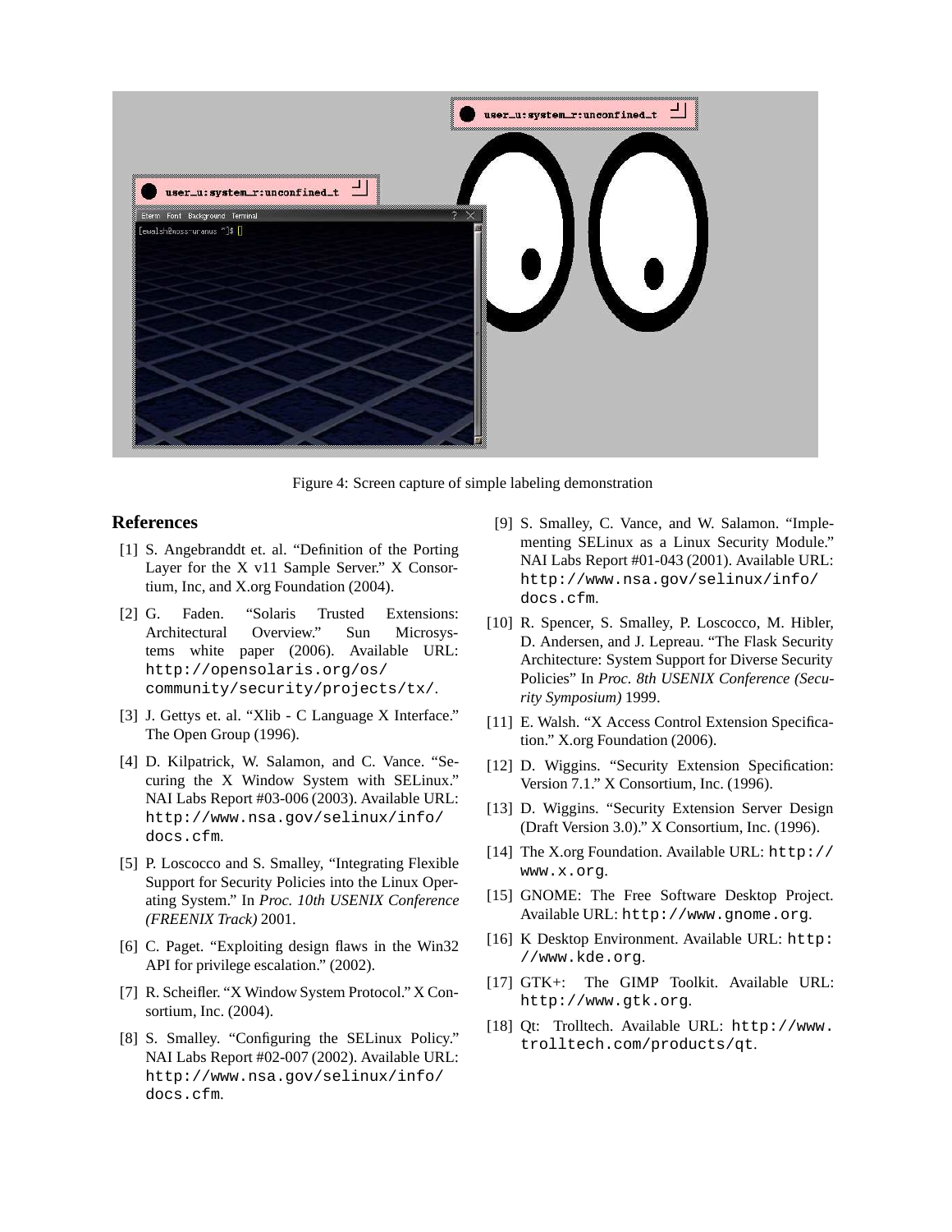Figure 4: Screen capture of simple labeling demonstration

## References

[1] S. Angebranddt et. al. "Definition of the Porting Layer for the X v11 Sample Server." X Consortium, Inc, and X.org Foundation (2004).

[2] G. Faden. "Solaris Trusted Extensions: Architectural Overview." Sun Microsystems white paper (2006). Available URL: `http://opensolaris.org/os/community/security/projects/tx/`.

[3] J. Gettys et. al. "Xlib - C Language X Interface." The Open Group (1996).

[4] D. Kilpatrick, W. Salamon, and C. Vance. "Securing the X Window System with SELinux." NAI Labs Report #03-006 (2003). Available URL: `http://www.nsa.gov/selinux/info/docs.cfm`.

[5] P. Loscocco and S. Smalley, "Integrating Flexible Support for Security Policies into the Linux Operating System." In *Proc. 10th USENIX Conference (FREENIX Track)* 2001.

[6] C. Paget. "Exploiting design flaws in the Win32 API for privilege escalation." (2002).

[7] R. Scheifler. "X Window System Protocol." X Consortium, Inc. (2004).

[8] S. Smalley. "Configuring the SELinux Policy." NAI Labs Report #02-007 (2002). Available URL: `http://www.nsa.gov/selinux/info/docs.cfm`.

[9] S. Smalley, C. Vance, and W. Salamon. "Implementing SELinux as a Linux Security Module." NAI Labs Report #01-043 (2001). Available URL: `http://www.nsa.gov/selinux/info/docs.cfm`.

[10] R. Spencer, S. Smalley, P. Loscocco, M. Hibler, D. Andersen, and J. Lepreau. "The Flask Security Architecture: System Support for Diverse Security Policies" In *Proc. 8th USENIX Conference (Security Symposium)* 1999.

[11] E. Walsh. "X Access Control Extension Specification." X.org Foundation (2006).

[12] D. Wiggins. "Security Extension Specification: Version 7.1." X Consortium, Inc. (1996).

[13] D. Wiggins. "Security Extension Server Design (Draft Version 3.0)." X Consortium, Inc. (1996).

[14] The X.org Foundation. Available URL: `http://www.x.org`.

[15] GNOME: The Free Software Desktop Project. Available URL: `http://www.gnome.org`.

[16] K Desktop Environment. Available URL: `http://www.kde.org`.

[17] GTK+: The GIMP Toolkit. Available URL: `http://www.gtk.org`.

[18] Qt: Trolltech. Available URL: `http://www.trolltech.com/products/qt`.